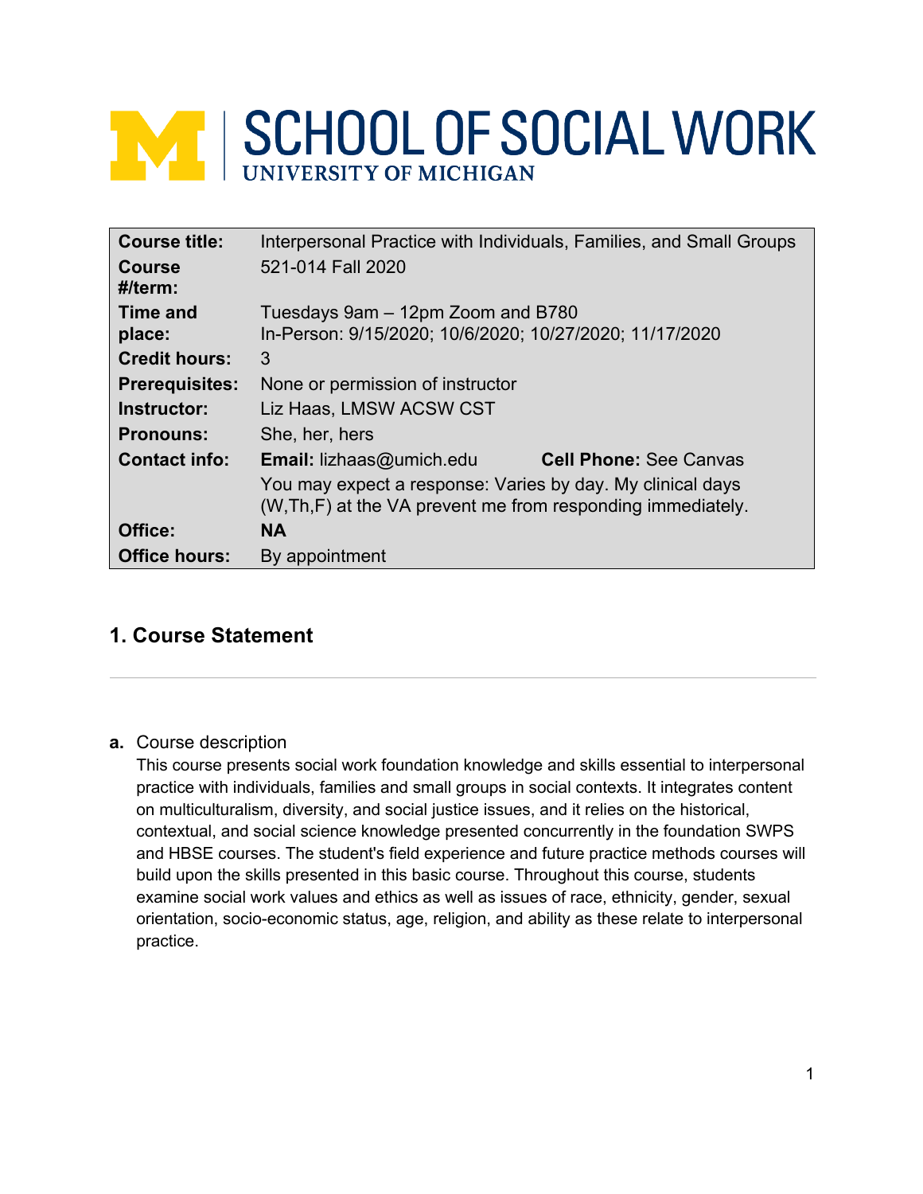# SCHOOL OF SOCIAL WORK
UNIVERSITY OF MICHIGAN

| | |
|---|---|
| **Course title:** | Interpersonal Practice with Individuals, Families, and Small Groups |
| **Course #/term:** | 521-014 Fall 2020 |
| **Time and place:** | Tuesdays 9am – 12pm Zoom and B780<br>In-Person: 9/15/2020; 10/6/2020; 10/27/2020; 11/17/2020 |
| **Credit hours:** | 3 |
| **Prerequisites:** | None or permission of instructor |
| **Instructor:** | Liz Haas, LMSW ACSW CST |
| **Pronouns:** | She, her, hers |
| **Contact info:** | **Email:** lizhaas@umich.edu **Cell Phone:** See Canvas<br>You may expect a response: Varies by day. My clinical days (W,Th,F) at the VA prevent me from responding immediately. |
| **Office:** | **NA** |
| **Office hours:** | By appointment |

## 1. Course Statement

**a.** Course description

This course presents social work foundation knowledge and skills essential to interpersonal practice with individuals, families and small groups in social contexts. It integrates content on multiculturalism, diversity, and social justice issues, and it relies on the historical, contextual, and social science knowledge presented concurrently in the foundation SWPS and HBSE courses. The student's field experience and future practice methods courses will build upon the skills presented in this basic course. Throughout this course, students examine social work values and ethics as well as issues of race, ethnicity, gender, sexual orientation, socio-economic status, age, religion, and ability as these relate to interpersonal practice.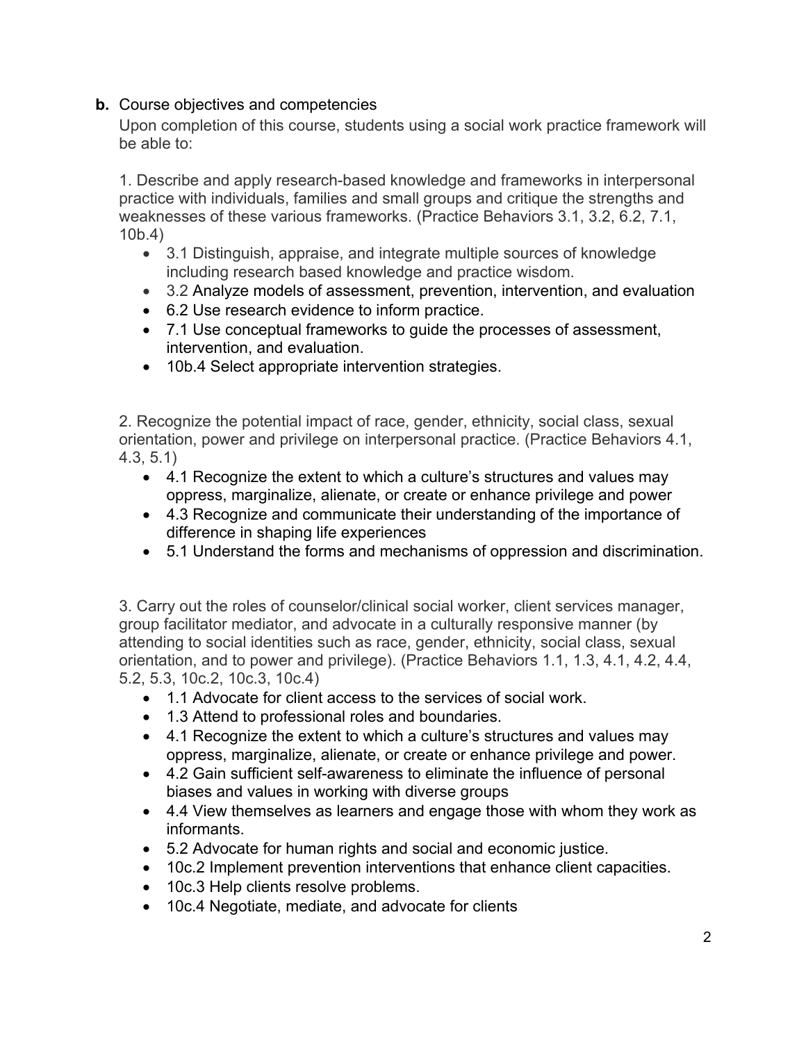**b.** Course objectives and competencies

Upon completion of this course, students using a social work practice framework will be able to:

1. Describe and apply research-based knowledge and frameworks in interpersonal practice with individuals, families and small groups and critique the strengths and weaknesses of these various frameworks. (Practice Behaviors 3.1, 3.2, 6.2, 7.1, 10b.4)
    - 3.1 Distinguish, appraise, and integrate multiple sources of knowledge including research based knowledge and practice wisdom.
    - 3.2 Analyze models of assessment, prevention, intervention, and evaluation
    - 6.2 Use research evidence to inform practice.
    - 7.1 Use conceptual frameworks to guide the processes of assessment, intervention, and evaluation.
    - 10b.4 Select appropriate intervention strategies.

2. Recognize the potential impact of race, gender, ethnicity, social class, sexual orientation, power and privilege on interpersonal practice. (Practice Behaviors 4.1, 4.3, 5.1)
    - 4.1 Recognize the extent to which a culture's structures and values may oppress, marginalize, alienate, or create or enhance privilege and power
    - 4.3 Recognize and communicate their understanding of the importance of difference in shaping life experiences
    - 5.1 Understand the forms and mechanisms of oppression and discrimination.

3. Carry out the roles of counselor/clinical social worker, client services manager, group facilitator mediator, and advocate in a culturally responsive manner (by attending to social identities such as race, gender, ethnicity, social class, sexual orientation, and to power and privilege). (Practice Behaviors 1.1, 1.3, 4.1, 4.2, 4.4, 5.2, 5.3, 10c.2, 10c.3, 10c.4)
    - 1.1 Advocate for client access to the services of social work.
    - 1.3 Attend to professional roles and boundaries.
    - 4.1 Recognize the extent to which a culture's structures and values may oppress, marginalize, alienate, or create or enhance privilege and power.
    - 4.2 Gain sufficient self-awareness to eliminate the influence of personal biases and values in working with diverse groups
    - 4.4 View themselves as learners and engage those with whom they work as informants.
    - 5.2 Advocate for human rights and social and economic justice.
    - 10c.2 Implement prevention interventions that enhance client capacities.
    - 10c.3 Help clients resolve problems.
    - 10c.4 Negotiate, mediate, and advocate for clients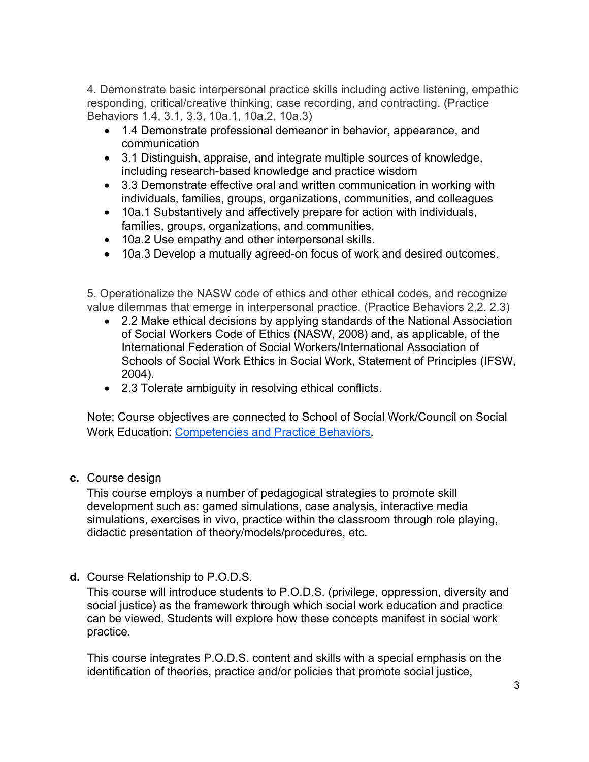4. Demonstrate basic interpersonal practice skills including active listening, empathic responding, critical/creative thinking, case recording, and contracting. (Practice Behaviors 1.4, 3.1, 3.3, 10a.1, 10a.2, 10a.3)

- 1.4 Demonstrate professional demeanor in behavior, appearance, and communication
- 3.1 Distinguish, appraise, and integrate multiple sources of knowledge, including research-based knowledge and practice wisdom
- 3.3 Demonstrate effective oral and written communication in working with individuals, families, groups, organizations, communities, and colleagues
- 10a.1 Substantively and affectively prepare for action with individuals, families, groups, organizations, and communities.
- 10a.2 Use empathy and other interpersonal skills.
- 10a.3 Develop a mutually agreed-on focus of work and desired outcomes.

5. Operationalize the NASW code of ethics and other ethical codes, and recognize value dilemmas that emerge in interpersonal practice. (Practice Behaviors 2.2, 2.3)

- 2.2 Make ethical decisions by applying standards of the National Association of Social Workers Code of Ethics (NASW, 2008) and, as applicable, of the International Federation of Social Workers/International Association of Schools of Social Work Ethics in Social Work, Statement of Principles (IFSW, 2004).
- 2.3 Tolerate ambiguity in resolving ethical conflicts.

Note: Course objectives are connected to School of Social Work/Council on Social Work Education: Competencies and Practice Behaviors.

**c.** Course design

This course employs a number of pedagogical strategies to promote skill development such as: gamed simulations, case analysis, interactive media simulations, exercises in vivo, practice within the classroom through role playing, didactic presentation of theory/models/procedures, etc.

**d.** Course Relationship to P.O.D.S.

This course will introduce students to P.O.D.S. (privilege, oppression, diversity and social justice) as the framework through which social work education and practice can be viewed. Students will explore how these concepts manifest in social work practice.

This course integrates P.O.D.S. content and skills with a special emphasis on the identification of theories, practice and/or policies that promote social justice,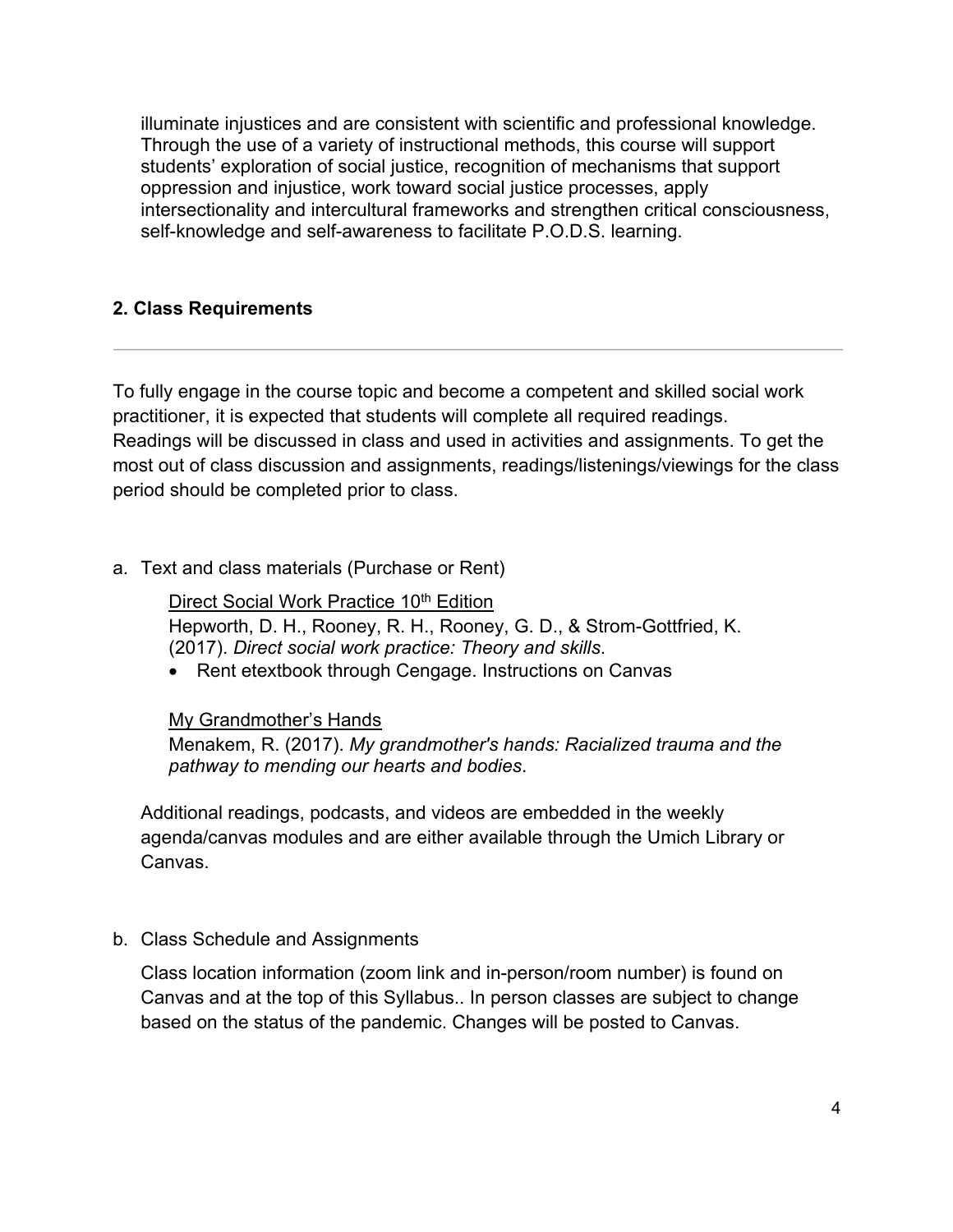illuminate injustices and are consistent with scientific and professional knowledge. Through the use of a variety of instructional methods, this course will support students' exploration of social justice, recognition of mechanisms that support oppression and injustice, work toward social justice processes, apply intersectionality and intercultural frameworks and strengthen critical consciousness, self-knowledge and self-awareness to facilitate P.O.D.S. learning.

## 2. Class Requirements

---

To fully engage in the course topic and become a competent and skilled social work practitioner, it is expected that students will complete all required readings. Readings will be discussed in class and used in activities and assignments. To get the most out of class discussion and assignments, readings/listenings/viewings for the class period should be completed prior to class.

a. Text and class materials (Purchase or Rent)

   Direct Social Work Practice 10th Edition
   Hepworth, D. H., Rooney, R. H., Rooney, G. D., & Strom-Gottfried, K. (2017). *Direct social work practice: Theory and skills*.
   - Rent etextbook through Cengage. Instructions on Canvas

   My Grandmother's Hands
   Menakem, R. (2017). *My grandmother's hands: Racialized trauma and the pathway to mending our hearts and bodies*.

   Additional readings, podcasts, and videos are embedded in the weekly agenda/canvas modules and are either available through the Umich Library or Canvas.

b. Class Schedule and Assignments

   Class location information (zoom link and in-person/room number) is found on Canvas and at the top of this Syllabus.. In person classes are subject to change based on the status of the pandemic. Changes will be posted to Canvas.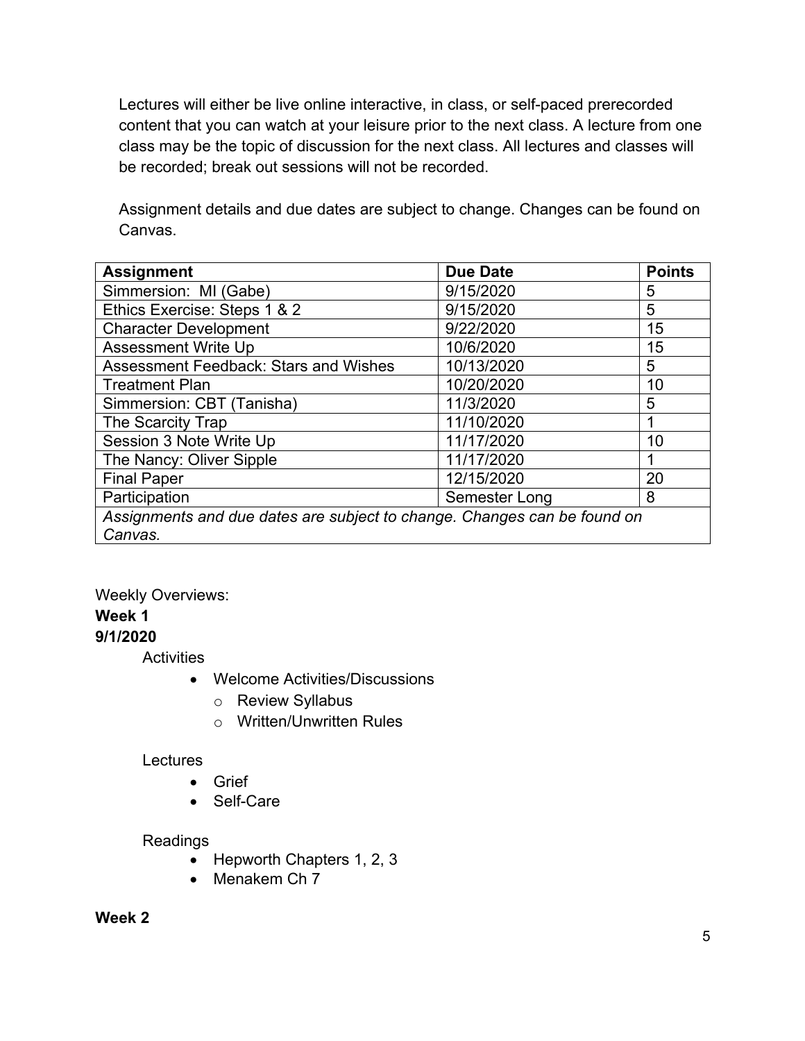Lectures will either be live online interactive, in class, or self-paced prerecorded content that you can watch at your leisure prior to the next class. A lecture from one class may be the topic of discussion for the next class. All lectures and classes will be recorded; break out sessions will not be recorded.

Assignment details and due dates are subject to change. Changes can be found on Canvas.

| Assignment | Due Date | Points |
|---|---|---|
| Simmersion: MI (Gabe) | 9/15/2020 | 5 |
| Ethics Exercise: Steps 1 & 2 | 9/15/2020 | 5 |
| Character Development | 9/22/2020 | 15 |
| Assessment Write Up | 10/6/2020 | 15 |
| Assessment Feedback: Stars and Wishes | 10/13/2020 | 5 |
| Treatment Plan | 10/20/2020 | 10 |
| Simmersion: CBT (Tanisha) | 11/3/2020 | 5 |
| The Scarcity Trap | 11/10/2020 | 1 |
| Session 3 Note Write Up | 11/17/2020 | 10 |
| The Nancy: Oliver Sipple | 11/17/2020 | 1 |
| Final Paper | 12/15/2020 | 20 |
| Participation | Semester Long | 8 |
| *Assignments and due dates are subject to change. Changes can be found on Canvas.* | | |

Weekly Overviews:

**Week 1**

**9/1/2020**

Activities

- Welcome Activities/Discussions
  - Review Syllabus
  - Written/Unwritten Rules

Lectures

- Grief
- Self-Care

Readings

- Hepworth Chapters 1, 2, 3
- Menakem Ch 7

**Week 2**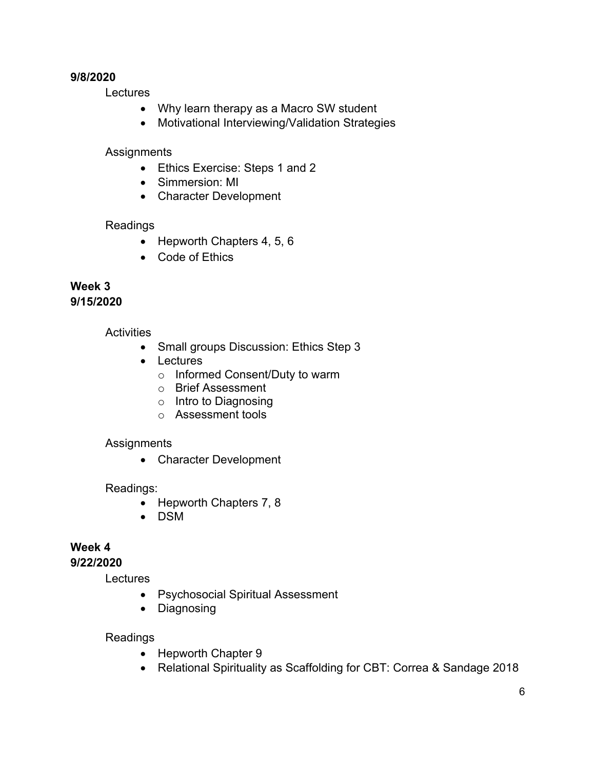**9/8/2020**

Lectures

- Why learn therapy as a Macro SW student
- Motivational Interviewing/Validation Strategies

Assignments

- Ethics Exercise: Steps 1 and 2
- Simmersion: MI
- Character Development

Readings

- Hepworth Chapters 4, 5, 6
- Code of Ethics

**Week 3**
**9/15/2020**

Activities

- Small groups Discussion: Ethics Step 3
- Lectures
  - Informed Consent/Duty to warm
  - Brief Assessment
  - Intro to Diagnosing
  - Assessment tools

Assignments

- Character Development

Readings:

- Hepworth Chapters 7, 8
- DSM

**Week 4**
**9/22/2020**

Lectures

- Psychosocial Spiritual Assessment
- Diagnosing

Readings

- Hepworth Chapter 9
- Relational Spirituality as Scaffolding for CBT: Correa & Sandage 2018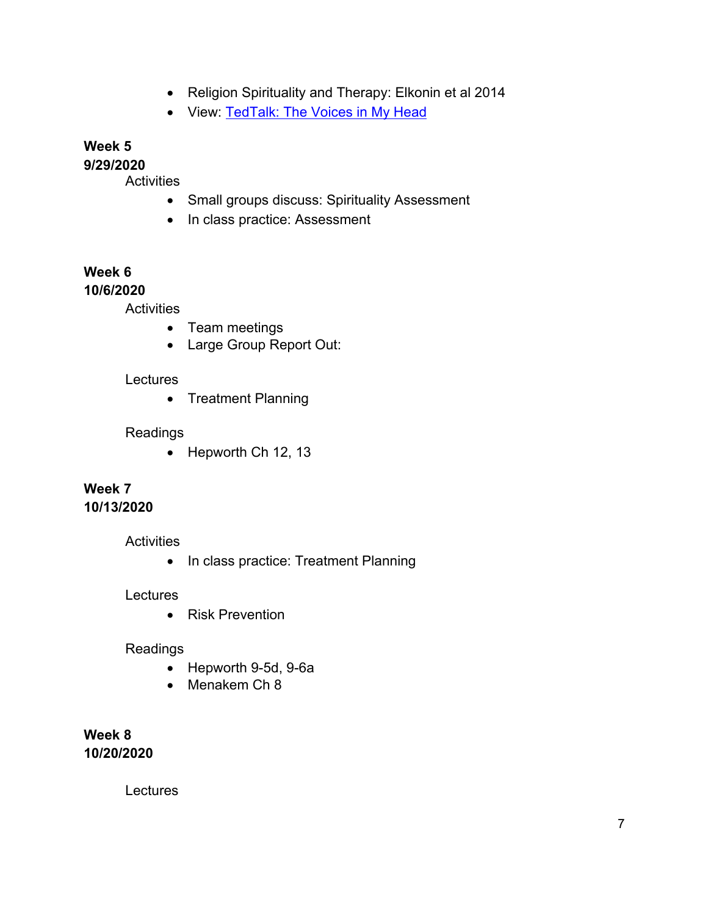- Religion Spirituality and Therapy: Elkonin et al 2014
- View: [TedTalk: The Voices in My Head]

**Week 5**
**9/29/2020**

Activities

- Small groups discuss: Spirituality Assessment
- In class practice: Assessment

**Week 6**
**10/6/2020**

Activities

- Team meetings
- Large Group Report Out:

Lectures

- Treatment Planning

Readings

- Hepworth Ch 12, 13

**Week 7**
**10/13/2020**

Activities

- In class practice: Treatment Planning

Lectures

- Risk Prevention

Readings

- Hepworth 9-5d, 9-6a
- Menakem Ch 8

**Week 8**
**10/20/2020**

Lectures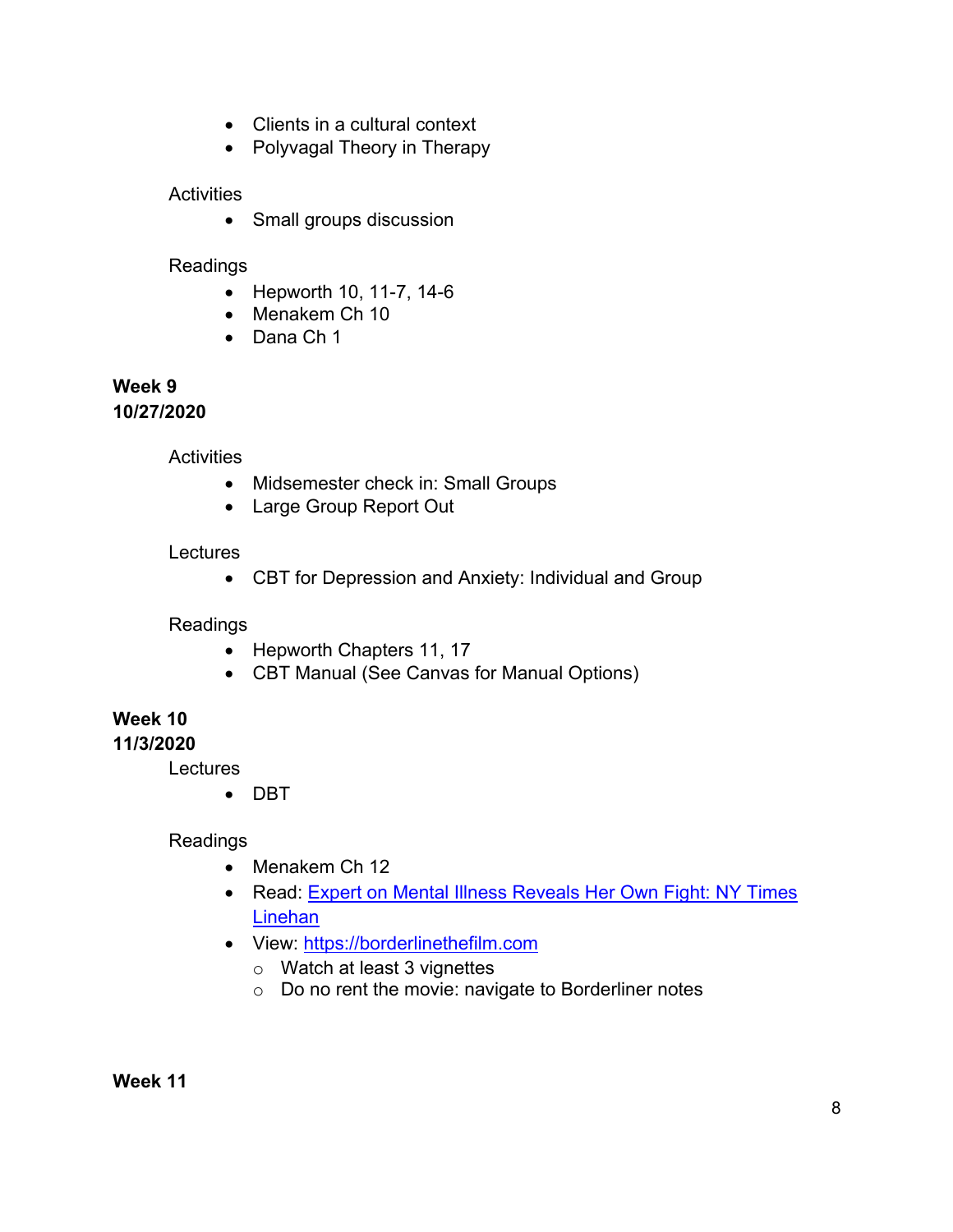- Clients in a cultural context
- Polyvagal Theory in Therapy

Activities

- Small groups discussion

Readings

- Hepworth 10, 11-7, 14-6
- Menakem Ch 10
- Dana Ch 1

**Week 9**
**10/27/2020**

Activities

- Midsemester check in: Small Groups
- Large Group Report Out

Lectures

- CBT for Depression and Anxiety: Individual and Group

Readings

- Hepworth Chapters 11, 17
- CBT Manual (See Canvas for Manual Options)

**Week 10**
**11/3/2020**

Lectures

- DBT

Readings

- Menakem Ch 12
- Read: Expert on Mental Illness Reveals Her Own Fight: NY Times Linehan
- View: https://borderlinethefilm.com
  - Watch at least 3 vignettes
  - Do no rent the movie: navigate to Borderliner notes

**Week 11**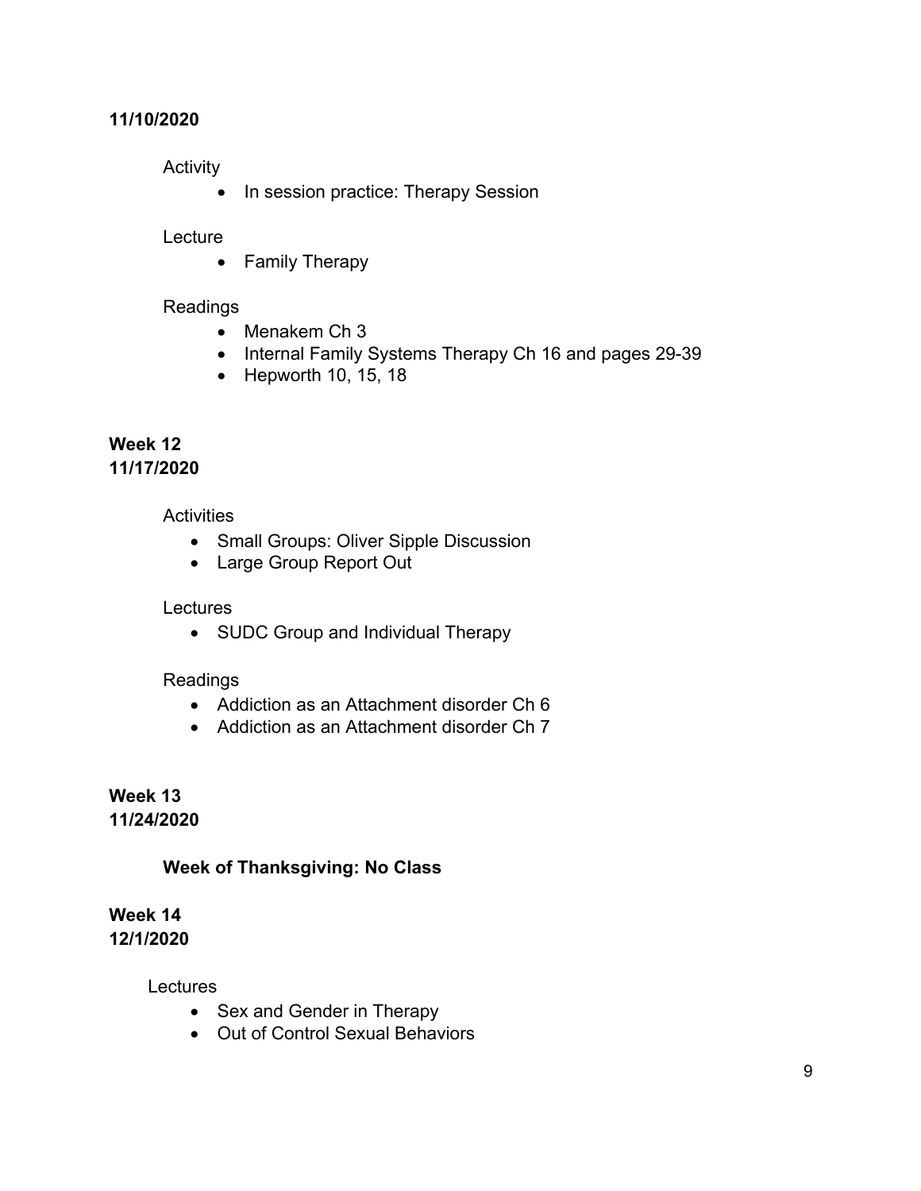**11/10/2020**

Activity

- In session practice: Therapy Session

Lecture

- Family Therapy

Readings

- Menakem Ch 3
- Internal Family Systems Therapy Ch 16 and pages 29-39
- Hepworth 10, 15, 18

**Week 12**
**11/17/2020**

Activities

- Small Groups: Oliver Sipple Discussion
- Large Group Report Out

Lectures

- SUDC Group and Individual Therapy

Readings

- Addiction as an Attachment disorder Ch 6
- Addiction as an Attachment disorder Ch 7

**Week 13**
**11/24/2020**

**Week of Thanksgiving: No Class**

**Week 14**
**12/1/2020**

Lectures

- Sex and Gender in Therapy
- Out of Control Sexual Behaviors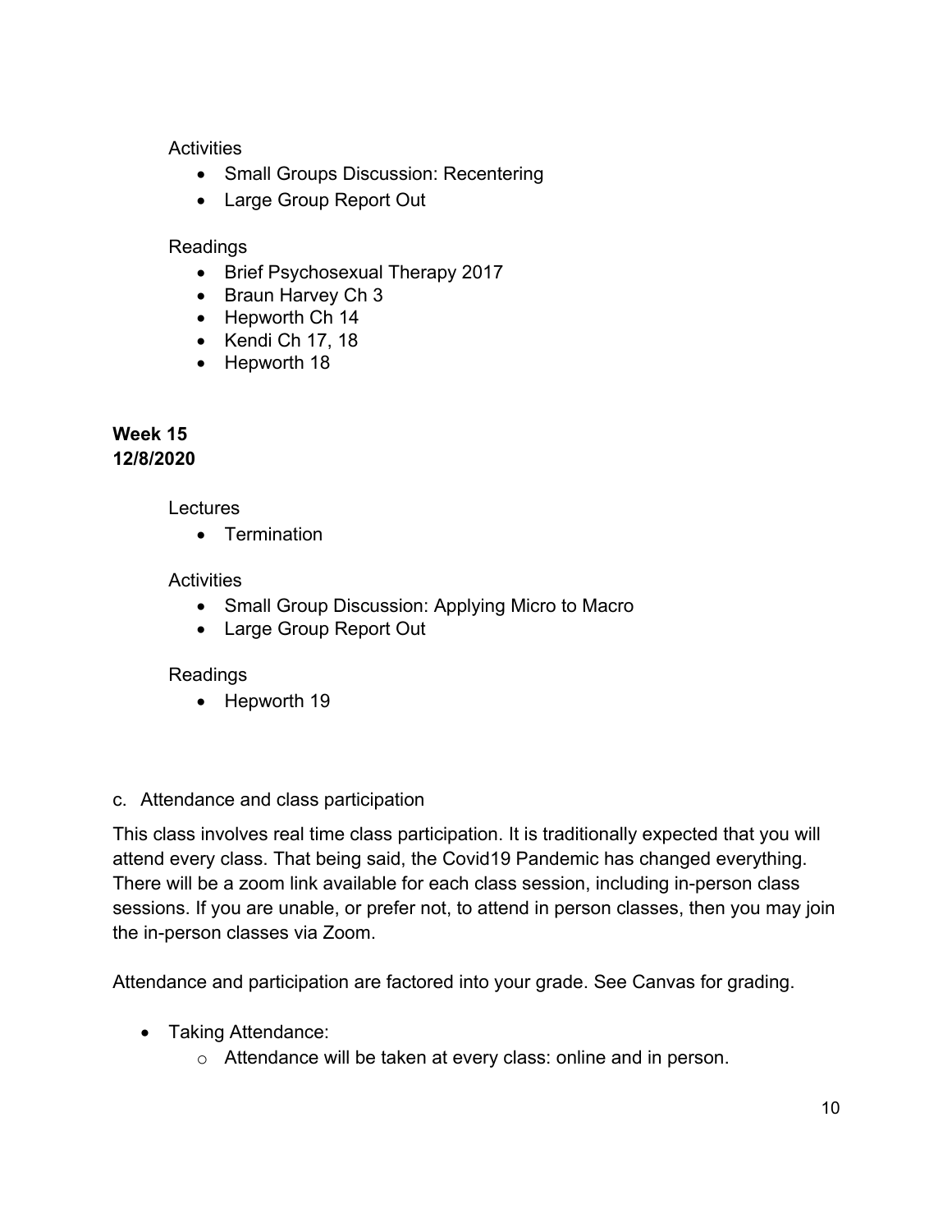Activities

- Small Groups Discussion: Recentering
- Large Group Report Out

Readings

- Brief Psychosexual Therapy 2017
- Braun Harvey Ch 3
- Hepworth Ch 14
- Kendi Ch 17, 18
- Hepworth 18

**Week 15**
**12/8/2020**

Lectures

- Termination

Activities

- Small Group Discussion: Applying Micro to Macro
- Large Group Report Out

Readings

- Hepworth 19

c. Attendance and class participation

This class involves real time class participation. It is traditionally expected that you will attend every class. That being said, the Covid19 Pandemic has changed everything. There will be a zoom link available for each class session, including in-person class sessions. If you are unable, or prefer not, to attend in person classes, then you may join the in-person classes via Zoom.

Attendance and participation are factored into your grade. See Canvas for grading.

- Taking Attendance:
  - Attendance will be taken at every class: online and in person.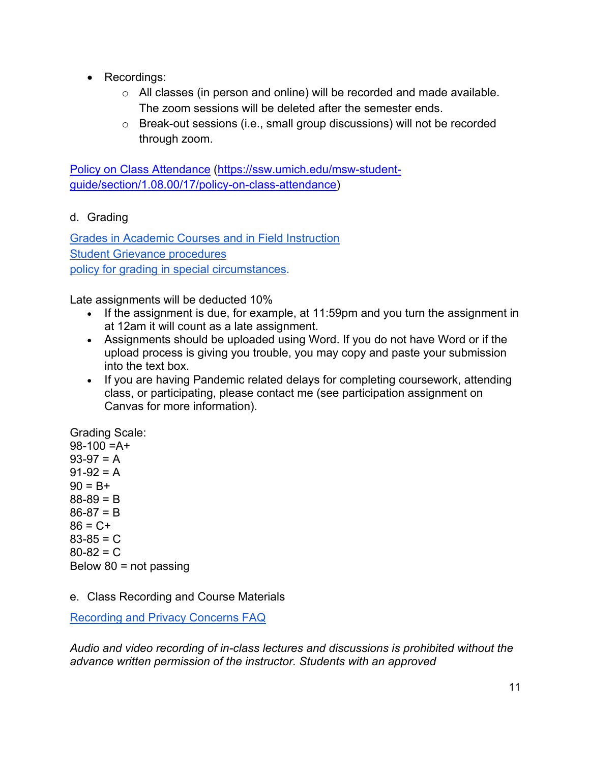- Recordings:
    - All classes (in person and online) will be recorded and made available. The zoom sessions will be deleted after the semester ends.
    - Break-out sessions (i.e., small group discussions) will not be recorded through zoom.

[Policy on Class Attendance](https://ssw.umich.edu/msw-student-guide/section/1.08.00/17/policy-on-class-attendance) (https://ssw.umich.edu/msw-student-guide/section/1.08.00/17/policy-on-class-attendance)

d. Grading

Grades in Academic Courses and in Field Instruction
Student Grievance procedures
policy for grading in special circumstances.

Late assignments will be deducted 10%

- If the assignment is due, for example, at 11:59pm and you turn the assignment in at 12am it will count as a late assignment.
- Assignments should be uploaded using Word. If you do not have Word or if the upload process is giving you trouble, you may copy and paste your submission into the text box.
- If you are having Pandemic related delays for completing coursework, attending class, or participating, please contact me (see participation assignment on Canvas for more information).

Grading Scale:
98-100 =A+
93-97 = A
91-92 = A
90 = B+
88-89 = B
86-87 = B
86 = C+
83-85 = C
80-82 = C
Below 80 = not passing

e. Class Recording and Course Materials

Recording and Privacy Concerns FAQ

*Audio and video recording of in-class lectures and discussions is prohibited without the advance written permission of the instructor. Students with an approved*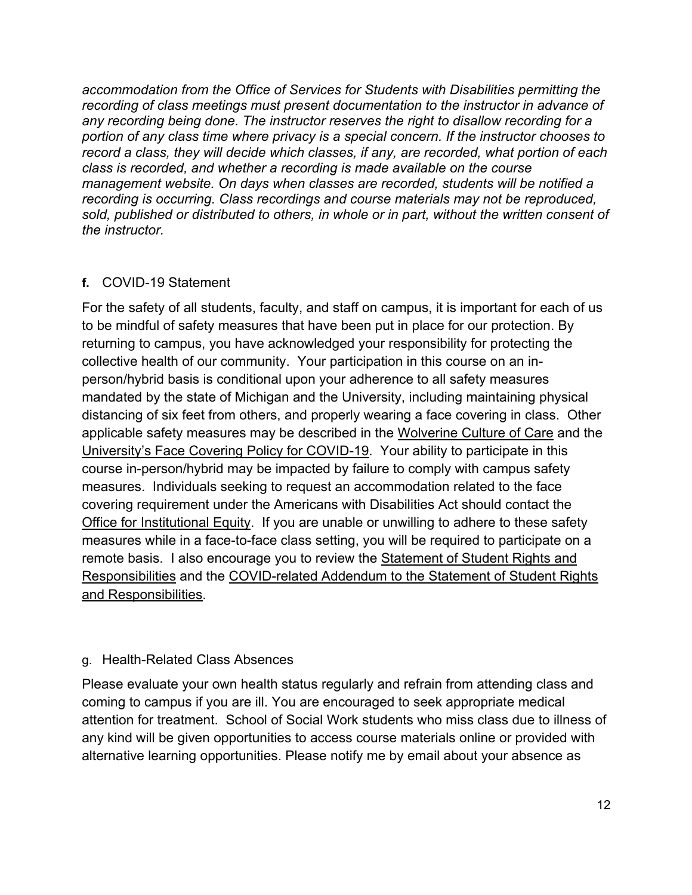*accommodation from the Office of Services for Students with Disabilities permitting the recording of class meetings must present documentation to the instructor in advance of any recording being done. The instructor reserves the right to disallow recording for a portion of any class time where privacy is a special concern. If the instructor chooses to record a class, they will decide which classes, if any, are recorded, what portion of each class is recorded, and whether a recording is made available on the course management website. On days when classes are recorded, students will be notified a recording is occurring. Class recordings and course materials may not be reproduced, sold, published or distributed to others, in whole or in part, without the written consent of the instructor.*

### **f.** COVID-19 Statement

For the safety of all students, faculty, and staff on campus, it is important for each of us to be mindful of safety measures that have been put in place for our protection. By returning to campus, you have acknowledged your responsibility for protecting the collective health of our community. Your participation in this course on an in-person/hybrid basis is conditional upon your adherence to all safety measures mandated by the state of Michigan and the University, including maintaining physical distancing of six feet from others, and properly wearing a face covering in class. Other applicable safety measures may be described in the Wolverine Culture of Care and the University's Face Covering Policy for COVID-19. Your ability to participate in this course in-person/hybrid may be impacted by failure to comply with campus safety measures. Individuals seeking to request an accommodation related to the face covering requirement under the Americans with Disabilities Act should contact the Office for Institutional Equity. If you are unable or unwilling to adhere to these safety measures while in a face-to-face class setting, you will be required to participate on a remote basis. I also encourage you to review the Statement of Student Rights and Responsibilities and the COVID-related Addendum to the Statement of Student Rights and Responsibilities.

### g. Health-Related Class Absences

Please evaluate your own health status regularly and refrain from attending class and coming to campus if you are ill. You are encouraged to seek appropriate medical attention for treatment. School of Social Work students who miss class due to illness of any kind will be given opportunities to access course materials online or provided with alternative learning opportunities. Please notify me by email about your absence as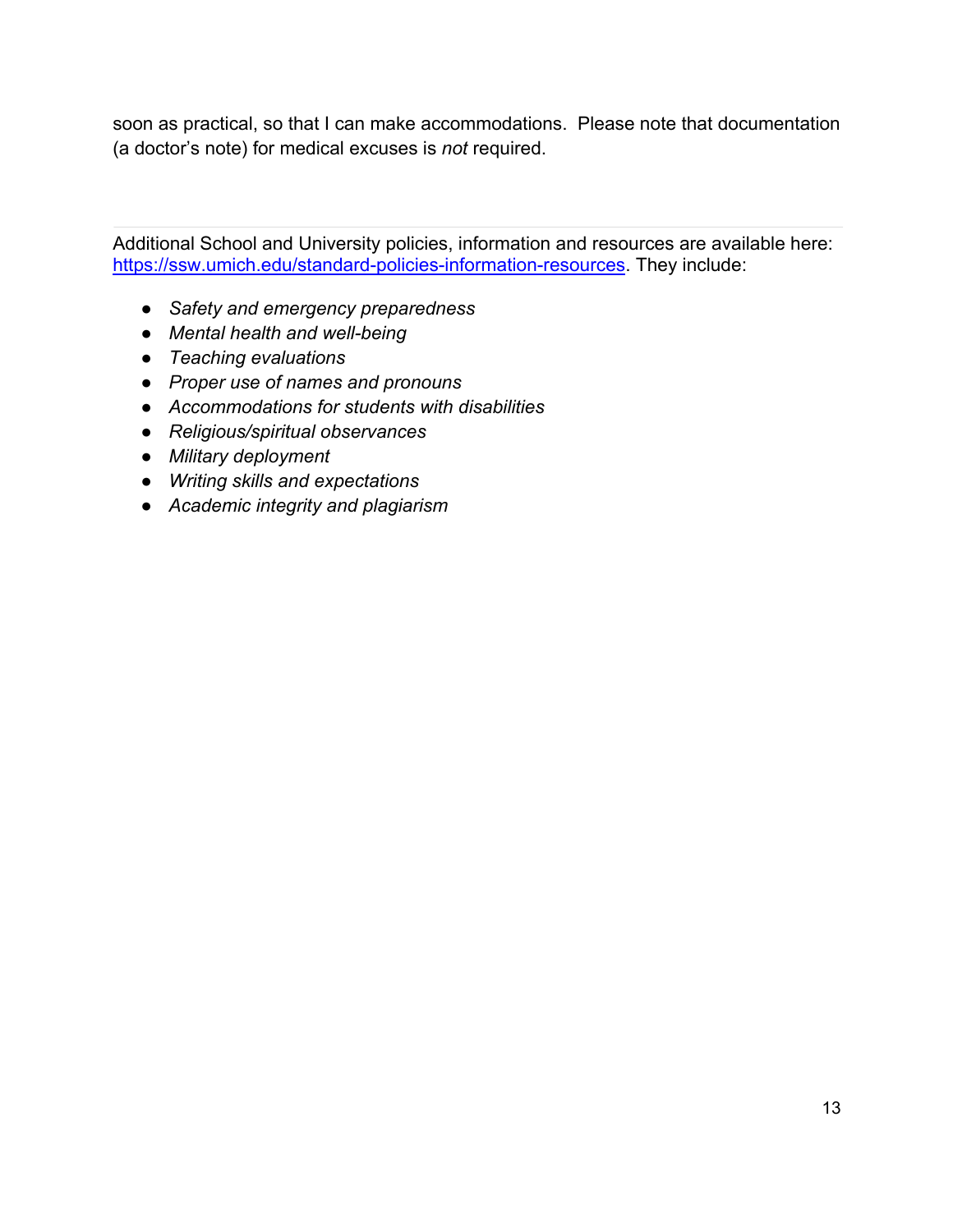soon as practical, so that I can make accommodations.  Please note that documentation (a doctor's note) for medical excuses is *not* required.

---

Additional School and University policies, information and resources are available here: [https://ssw.umich.edu/standard-policies-information-resources](https://ssw.umich.edu/standard-policies-information-resources). They include:

- *Safety and emergency preparedness*
- *Mental health and well-being*
- *Teaching evaluations*
- *Proper use of names and pronouns*
- *Accommodations for students with disabilities*
- *Religious/spiritual observances*
- *Military deployment*
- *Writing skills and expectations*
- *Academic integrity and plagiarism*